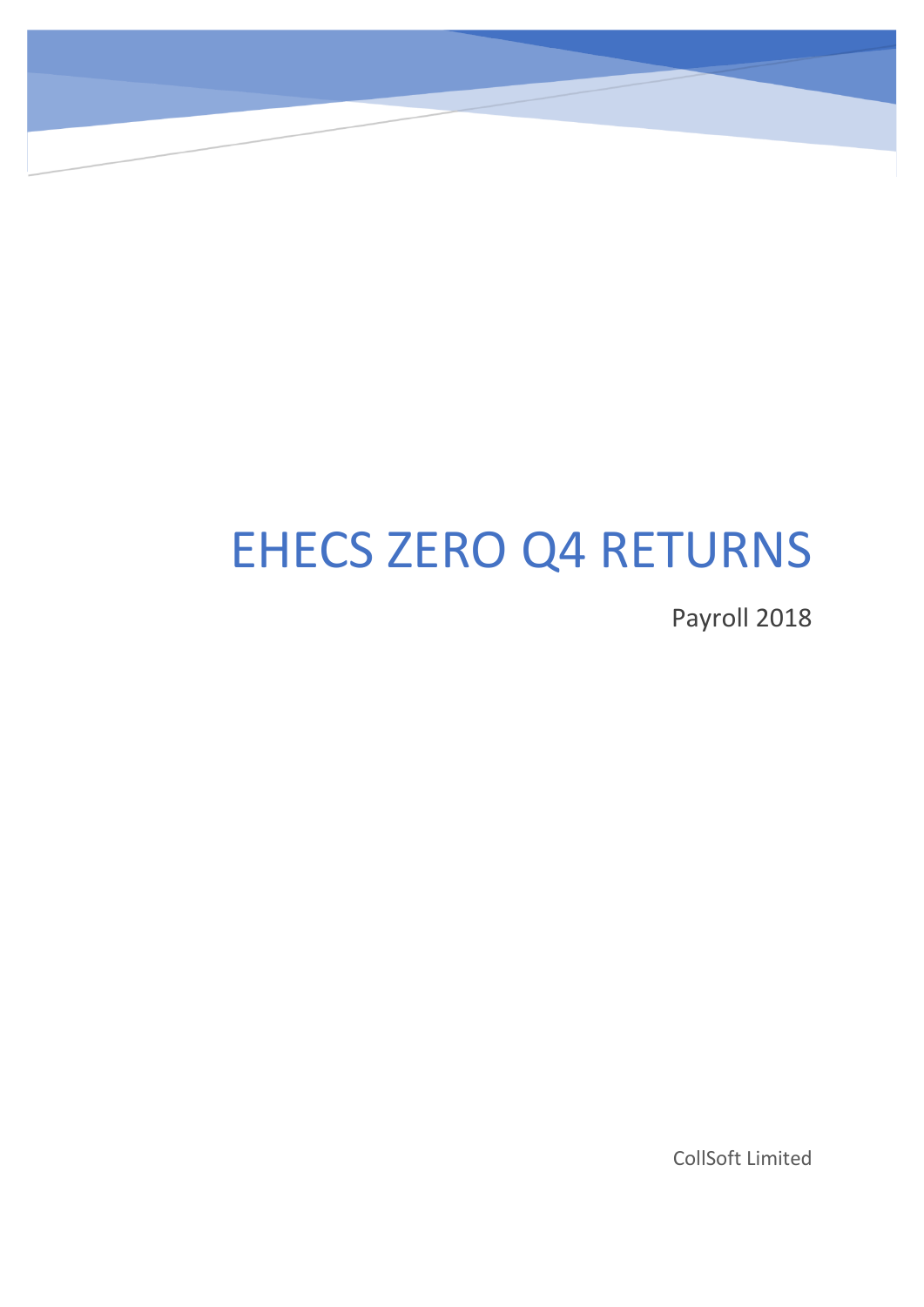# EHECS ZERO Q4 RETURNS

Payroll 2018

CollSoft Limited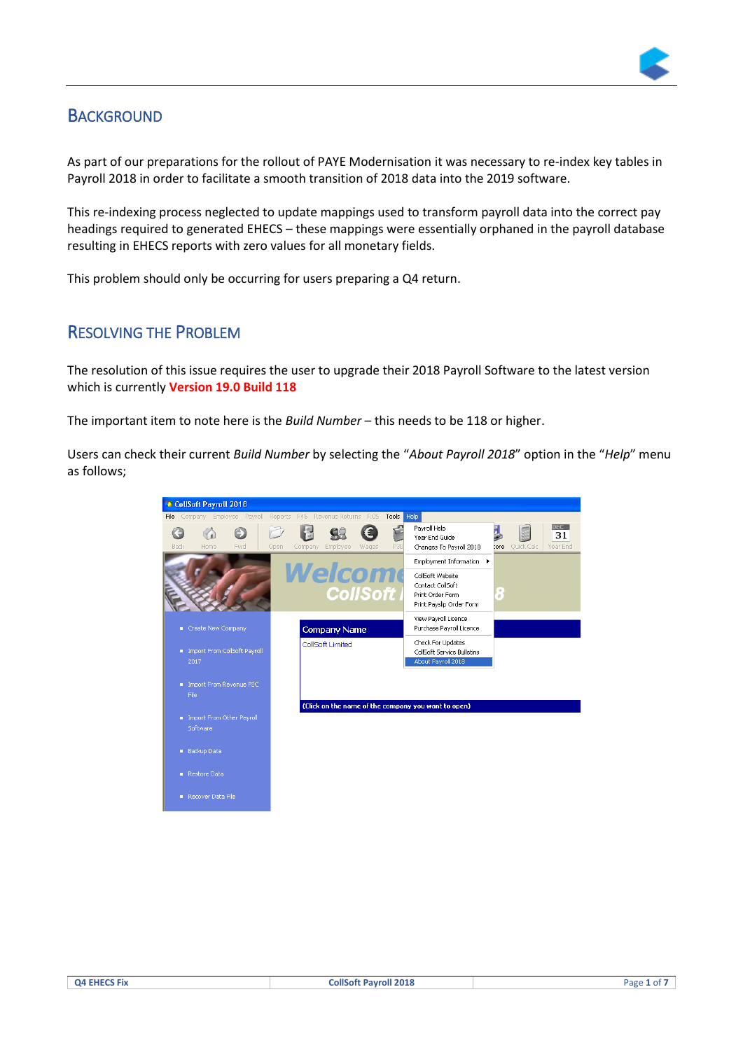## BACKGROUND

As part of our preparations for the rollout of PAYE Modernisation it was necessary to re-index key tables in Payroll 2018 in order to facilitate a smooth transition of 2018 data into the 2019 software.

This re-indexing process neglected to update mappings used to transform payroll data into the correct pay headings required to generated EHECS – these mappings were essentially orphaned in the payroll database resulting in EHECS reports with zero values for all monetary fields.

This problem should only be occurring for users preparing a Q4 return.

## RESOLVING THE PROBLEM

The resolution of this issue requires the user to upgrade their 2018 Payroll Software to the latest version which is currently **Version 19.0 Build 118**

The important item to note here is the *Build Number* – this needs to be 118 or higher.

Users can check their current *Build Number* by selecting the "*About Payroll 2018*" option in the "*Help*" menu as follows;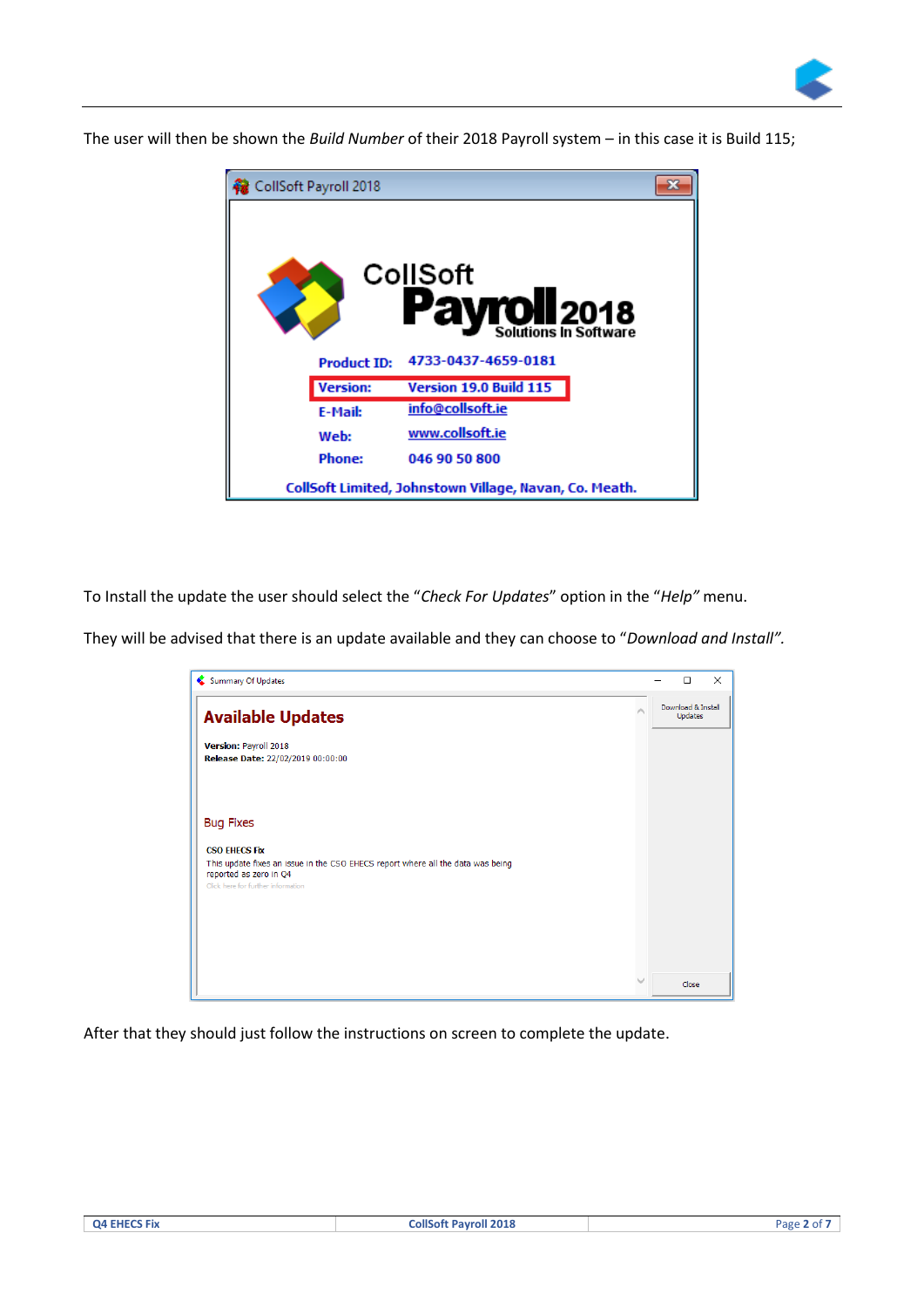The user will then be shown the *Build Number* of their 2018 Payroll system – in this case it is Build 115;

To Install the update the user should select the "*Check For Updates*" option in the "*Help*" menu.

They will be advised that there is an update available and they can choose to "*Download and Install*".

After that they should just follow the instructions on screen to complete the update.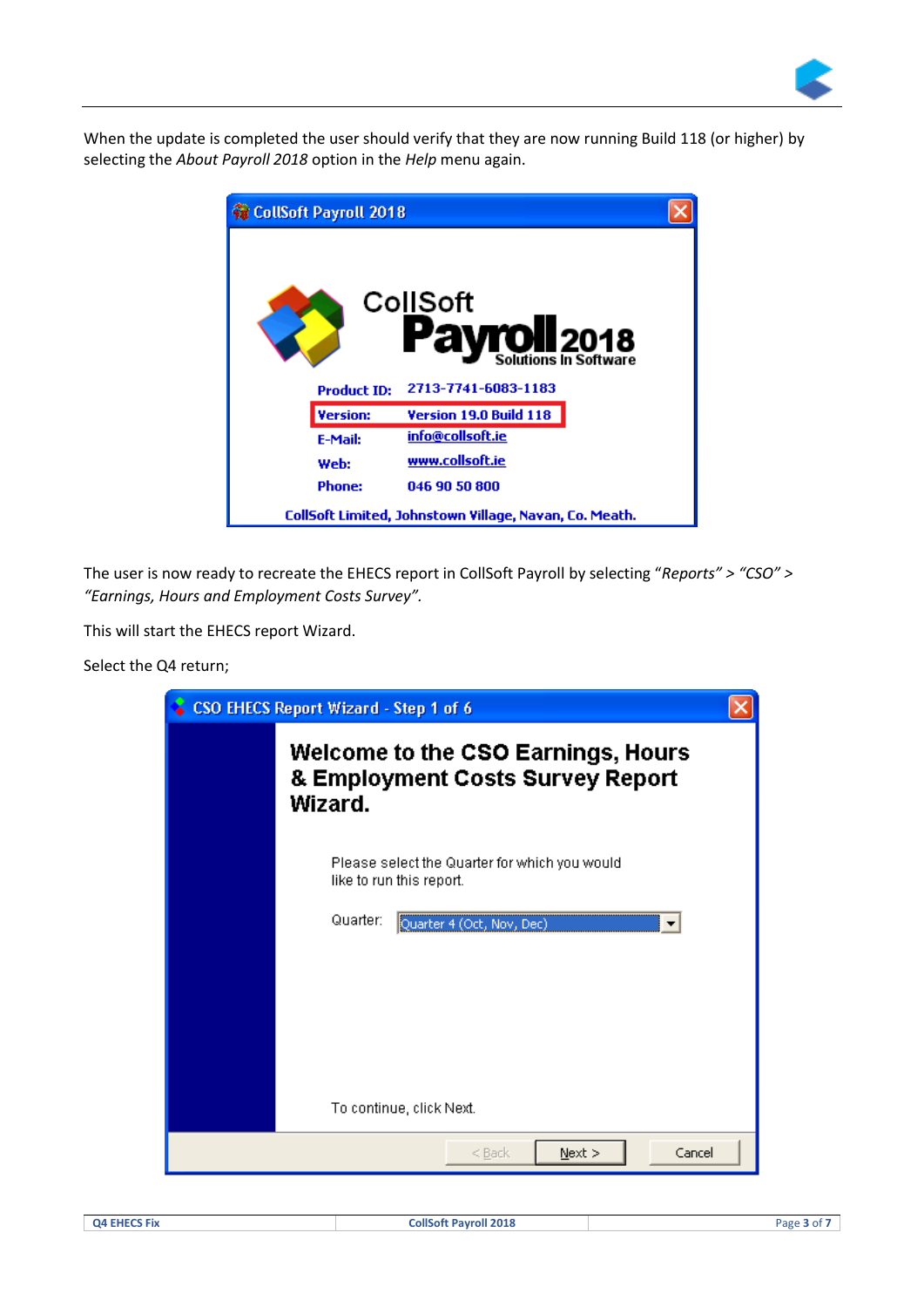When the update is completed the user should verify that they are now running Build 118 (or higher) by selecting the *About Payroll 2018* option in the *Help* menu again.

The user is now ready to recreate the EHECS report in CollSoft Payroll by selecting “*Reports*” > “*CSO*” > *“Earnings, Hours and Employment Costs Survey”.*

This will start the EHECS report Wizard.

Select the Q4 return;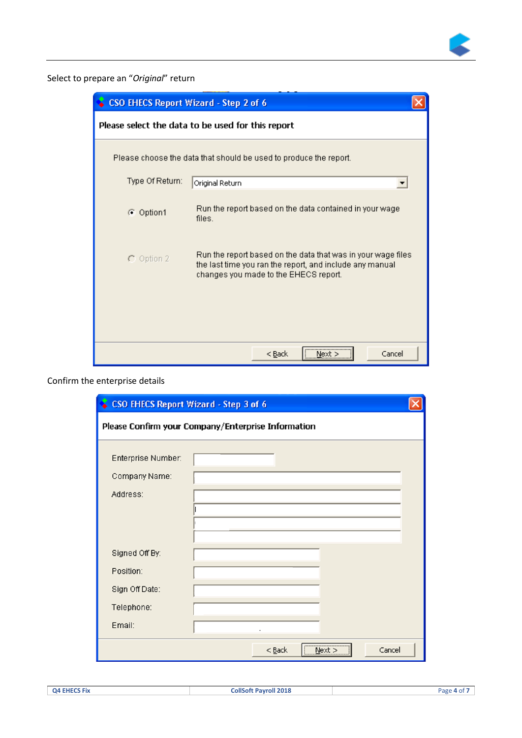Select to prepare an "*Original*" return

**CSO EHECS Report Wizard - Step 2 of 6**

**Please select the data to be used for this report**

Please choose the data that should be used to produce the report.

Type Of Return: Original Return

- Option1 — Run the report based on the data contained in your wage files.
- Option 2 — Run the report based on the data that was in your wage files the last time you ran the report, and include any manual changes you made to the EHECS report.

< Back | Next > | Cancel

Confirm the enterprise details

**CSO EHECS Report Wizard - Step 3 of 6**

**Please Confirm your Company/Enterprise Information**

Enterprise Number:

Company Name:

Address:

Signed Off By:

Position:

Sign Off Date:

Telephone:

Email:

< Back | Next > | Cancel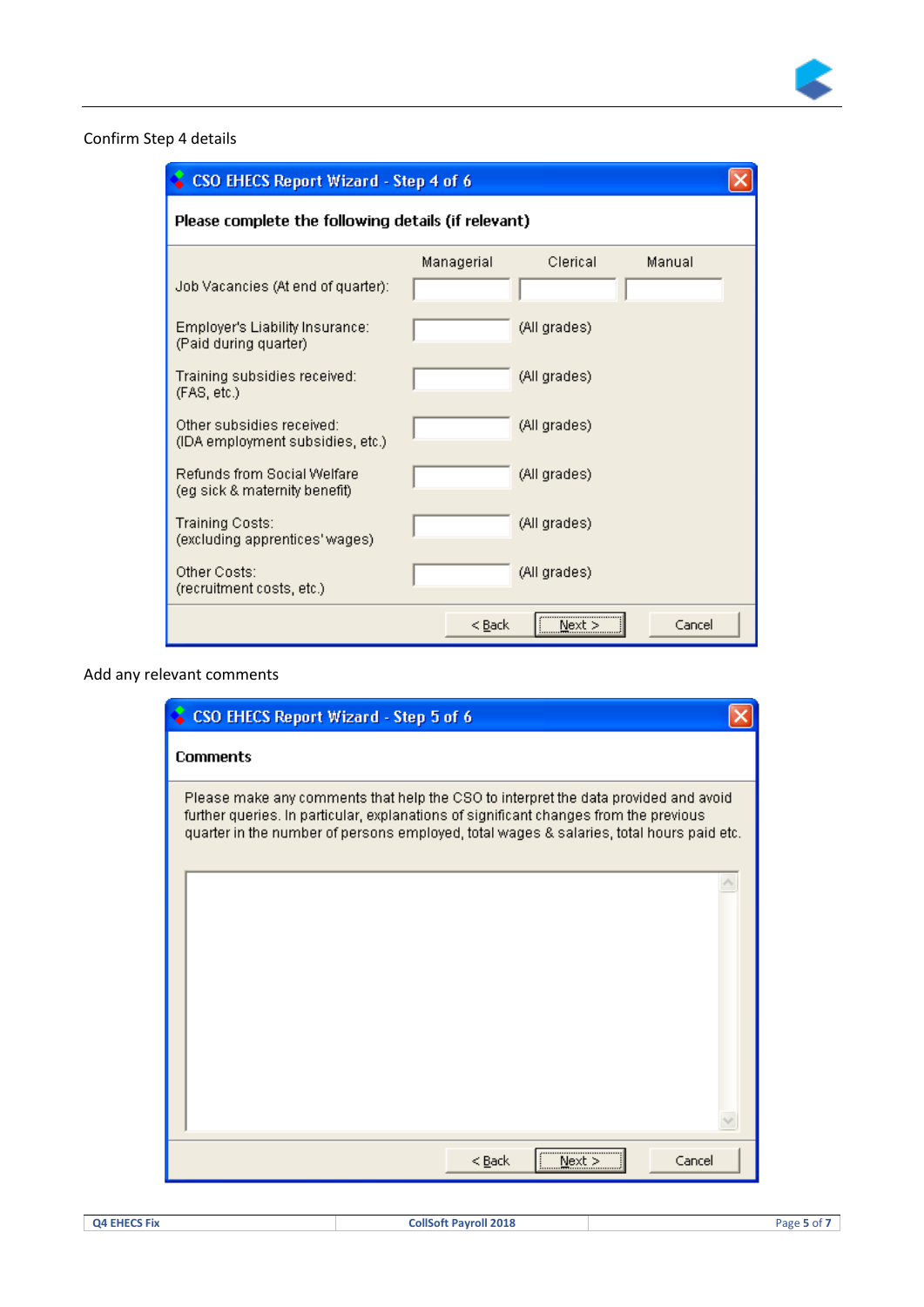Confirm Step 4 details

**CSO EHECS Report Wizard - Step 4 of 6**

**Please complete the following details (if relevant)**

| | Managerial | Clerical | Manual |
|---|---|---|---|
| Job Vacancies (At end of quarter): | | | |
| Employer's Liability Insurance: (Paid during quarter) | | (All grades) | |
| Training subsidies received: (FAS, etc.) | | (All grades) | |
| Other subsidies received: (IDA employment subsidies, etc.) | | (All grades) | |
| Refunds from Social Welfare (eg sick & maternity benefit) | | (All grades) | |
| Training Costs: (excluding apprentices' wages) | | (All grades) | |
| Other Costs: (recruitment costs, etc.) | | (All grades) | |

< Back | Next > | Cancel

Add any relevant comments

**CSO EHECS Report Wizard - Step 5 of 6**

**Comments**

Please make any comments that help the CSO to interpret the data provided and avoid further queries. In particular, explanations of significant changes from the previous quarter in the number of persons employed, total wages & salaries, total hours paid etc.

< Back | Next > | Cancel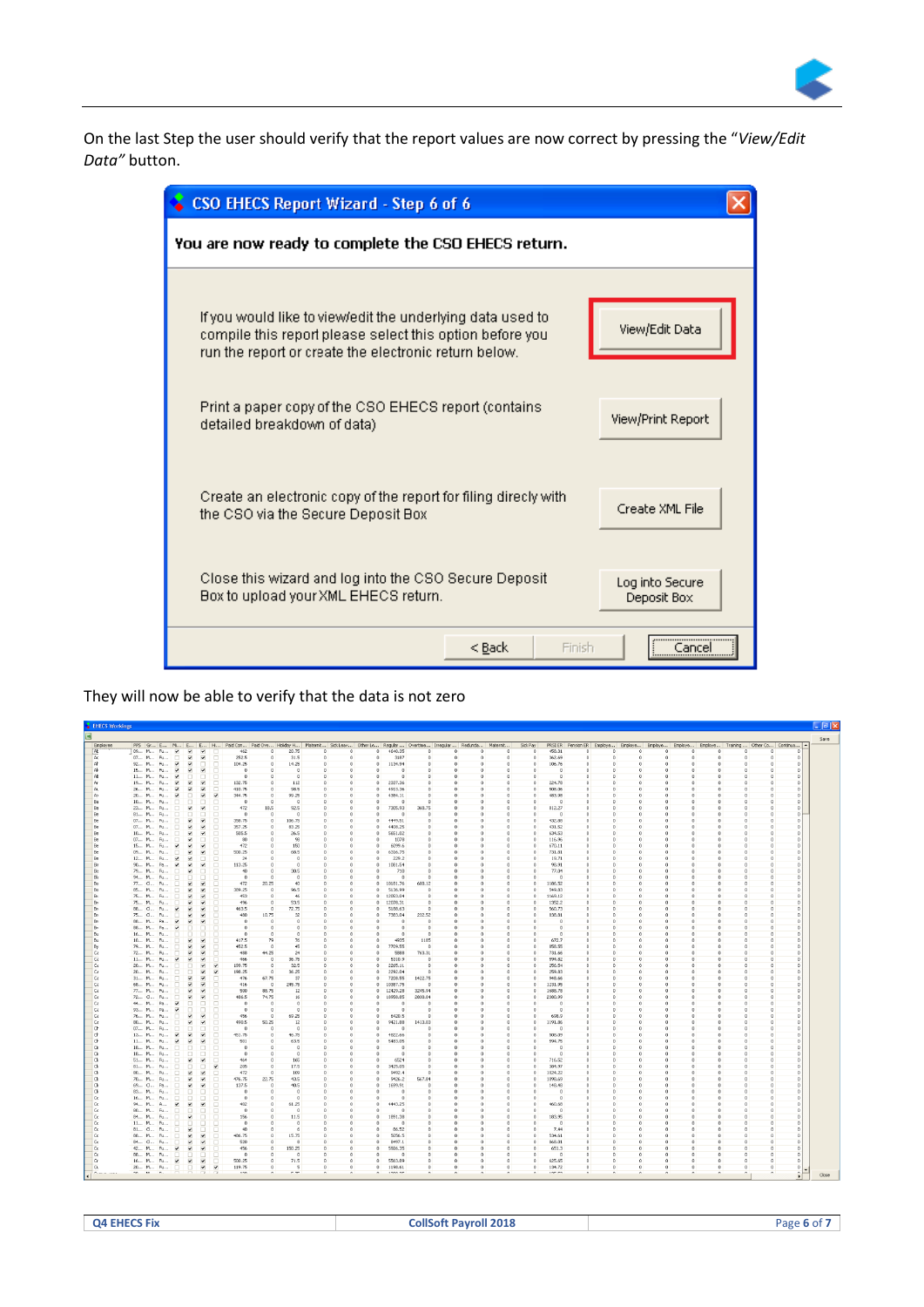On the last Step the user should verify that the report values are now correct by pressing the "*View/Edit Data*" button.

**CSO EHECS Report Wizard - Step 6 of 6**

**You are now ready to complete the CSO EHECS return.**

If you would like to view/edit the underlying data used to compile this report please select this option before you run the report or create the electronic return below. — **View/Edit Data**

Print a paper copy of the CSO EHECS report (contains detailed breakdown of data) — **View/Print Report**

Create an electronic copy of the report for filing direcly with the CSO via the Secure Deposit Box — **Create XML File**

Close this wizard and log into the CSO Secure Deposit Box to upload your XML EHECS return. — **Log into Secure Deposit Box**

< Back | Finish | Cancel

They will now be able to verify that the data is not zero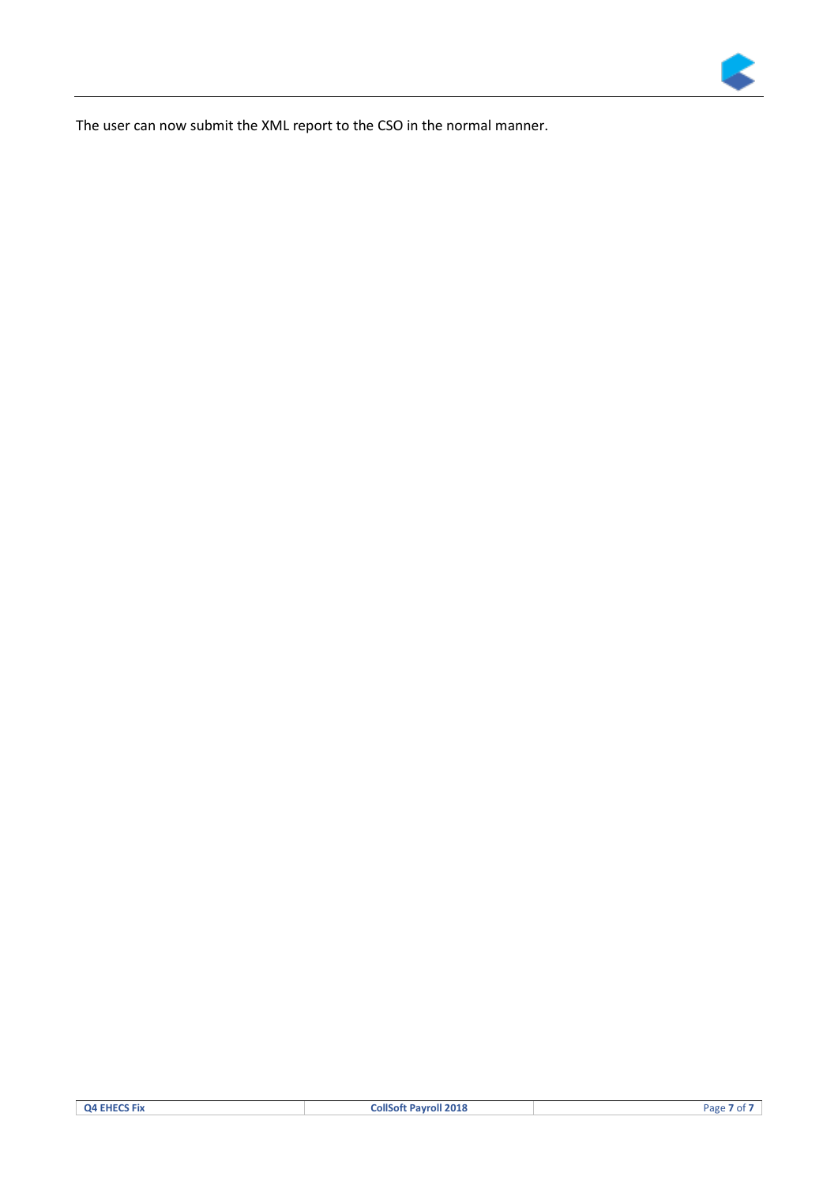The user can now submit the XML report to the CSO in the normal manner.